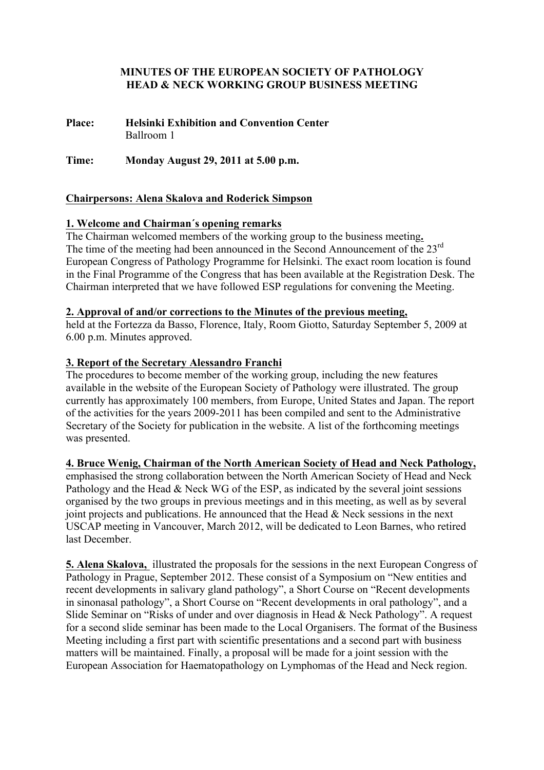# MINUTES OF THE EUROPEAN SOCIETY OF PATHOLOGY HEAD & NECK WORKING GROUP BUSINESS MEETING

**Place:** **Helsinki Exhibition and Convention Center**
Ballroom 1

**Time:** **Monday August 29, 2011 at 5.00 p.m.**

**Chairpersons: Alena Skalova and Roderick Simpson**

**1. Welcome and Chairman´s opening remarks**

The Chairman welcomed members of the working group to the business meeting**.**
The time of the meeting had been announced in the Second Announcement of the 23rd European Congress of Pathology Programme for Helsinki. The exact room location is found in the Final Programme of the Congress that has been available at the Registration Desk. The Chairman interpreted that we have followed ESP regulations for convening the Meeting.

**2. Approval of and/or corrections to the Minutes of the previous meeting,**
held at the Fortezza da Basso, Florence, Italy, Room Giotto, Saturday September 5, 2009 at 6.00 p.m. Minutes approved.

**3. Report of the Secretary Alessandro Franchi**

The procedures to become member of the working group, including the new features available in the website of the European Society of Pathology were illustrated. The group currently has approximately 100 members, from Europe, United States and Japan. The report of the activities for the years 2009-2011 has been compiled and sent to the Administrative Secretary of the Society for publication in the website. A list of the forthcoming meetings was presented.

**4. Bruce Wenig, Chairman of the North American Society of Head and Neck Pathology,** emphasised the strong collaboration between the North American Society of Head and Neck Pathology and the Head & Neck WG of the ESP, as indicated by the several joint sessions organised by the two groups in previous meetings and in this meeting, as well as by several joint projects and publications. He announced that the Head & Neck sessions in the next USCAP meeting in Vancouver, March 2012, will be dedicated to Leon Barnes, who retired last December.

**5. Alena Skalova,** illustrated the proposals for the sessions in the next European Congress of Pathology in Prague, September 2012. These consist of a Symposium on "New entities and recent developments in salivary gland pathology", a Short Course on "Recent developments in sinonasal pathology", a Short Course on "Recent developments in oral pathology", and a Slide Seminar on "Risks of under and over diagnosis in Head & Neck Pathology". A request for a second slide seminar has been made to the Local Organisers. The format of the Business Meeting including a first part with scientific presentations and a second part with business matters will be maintained. Finally, a proposal will be made for a joint session with the European Association for Haematopathology on Lymphomas of the Head and Neck region.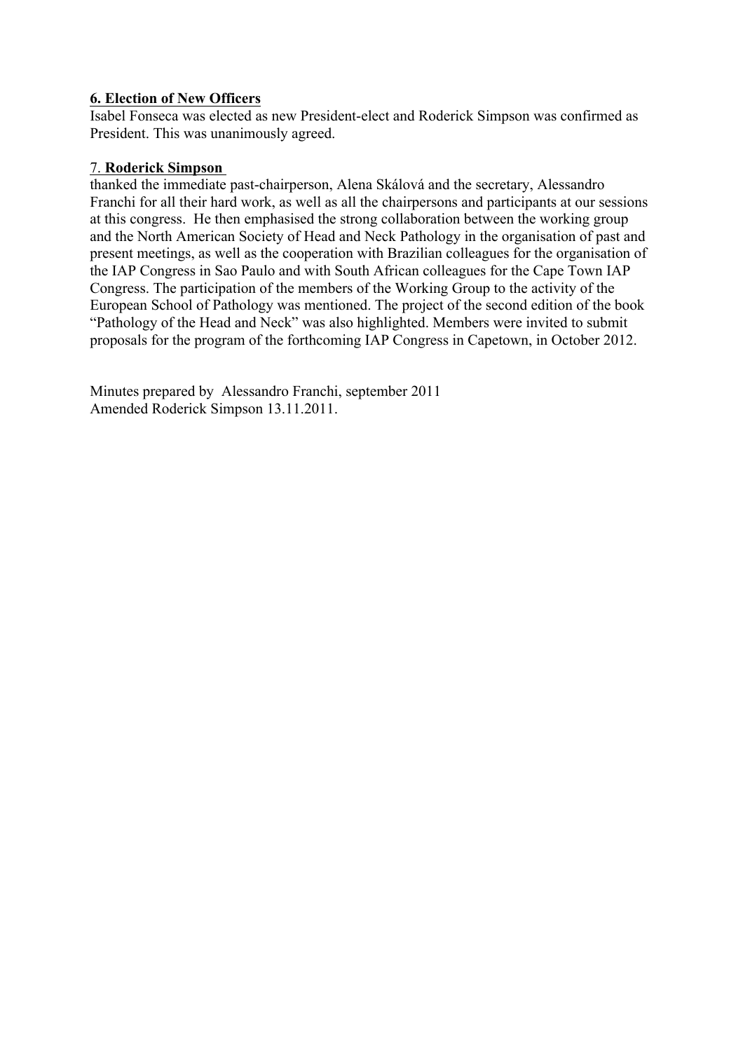**6. Election of New Officers**

Isabel Fonseca was elected as new President-elect and Roderick Simpson was confirmed as President. This was unanimously agreed.

7. **Roderick Simpson**

thanked the immediate past-chairperson, Alena Skálová and the secretary, Alessandro Franchi for all their hard work, as well as all the chairpersons and participants at our sessions at this congress. He then emphasised the strong collaboration between the working group and the North American Society of Head and Neck Pathology in the organisation of past and present meetings, as well as the cooperation with Brazilian colleagues for the organisation of the IAP Congress in Sao Paulo and with South African colleagues for the Cape Town IAP Congress. The participation of the members of the Working Group to the activity of the European School of Pathology was mentioned. The project of the second edition of the book "Pathology of the Head and Neck" was also highlighted. Members were invited to submit proposals for the program of the forthcoming IAP Congress in Capetown, in October 2012.

Minutes prepared by Alessandro Franchi, september 2011
Amended Roderick Simpson 13.11.2011.